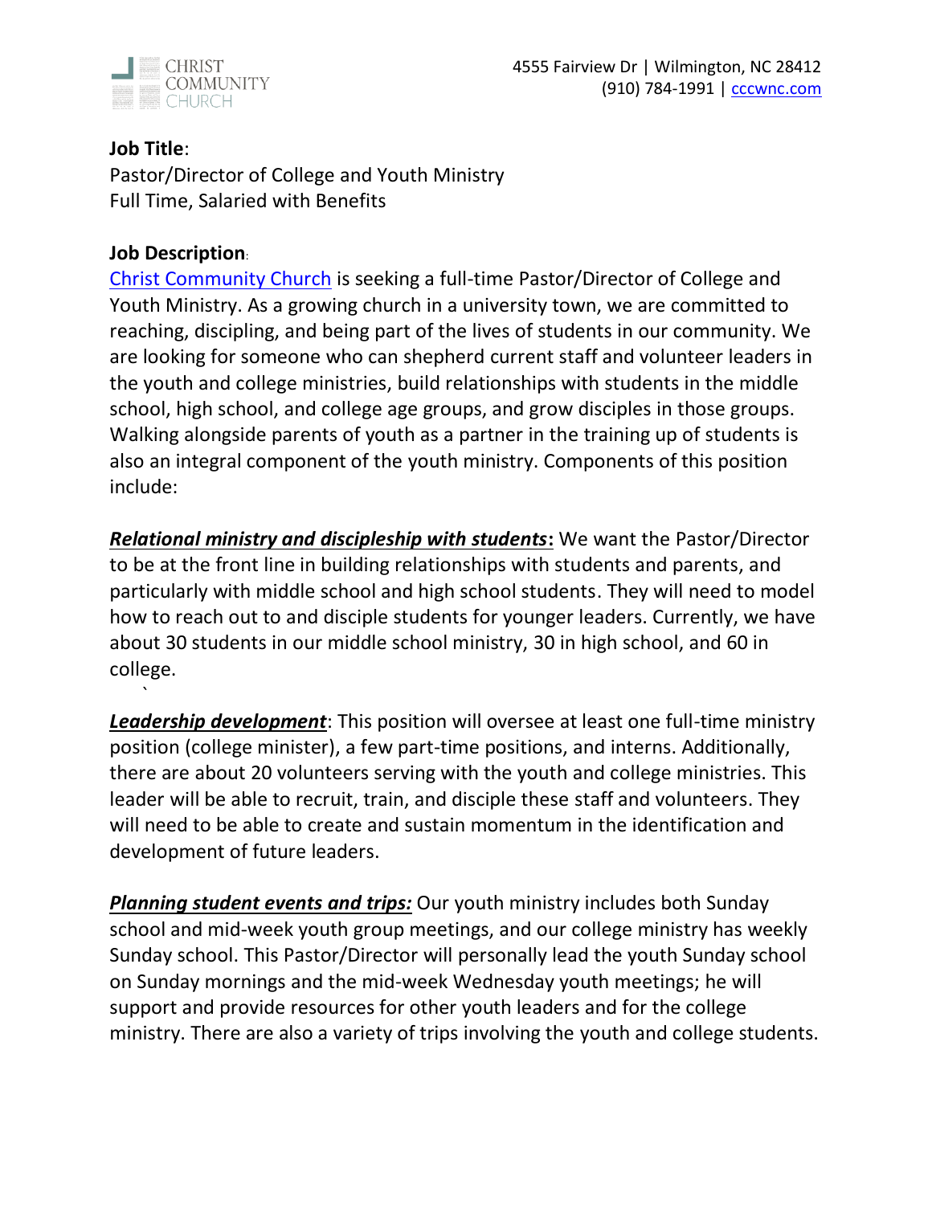CHRIST COMMUNITY CHURCH

4555 Fairview Dr | Wilmington, NC 28412
(910) 784-1991 | [cccwnc.com](cccwnc.com)

**Job Title**:
Pastor/Director of College and Youth Ministry
Full Time, Salaried with Benefits

**Job Description**:
[Christ Community Church](cccwnc.com) is seeking a full-time Pastor/Director of College and Youth Ministry. As a growing church in a university town, we are committed to reaching, discipling, and being part of the lives of students in our community. We are looking for someone who can shepherd current staff and volunteer leaders in the youth and college ministries, build relationships with students in the middle school, high school, and college age groups, and grow disciples in those groups. Walking alongside parents of youth as a partner in the training up of students is also an integral component of the youth ministry. Components of this position include:

***Relational ministry and discipleship with students*:** We want the Pastor/Director to be at the front line in building relationships with students and parents, and particularly with middle school and high school students. They will need to model how to reach out to and disciple students for younger leaders. Currently, we have about 30 students in our middle school ministry, 30 in high school, and 60 in college.

***Leadership development***: This position will oversee at least one full-time ministry position (college minister), a few part-time positions, and interns. Additionally, there are about 20 volunteers serving with the youth and college ministries. This leader will be able to recruit, train, and disciple these staff and volunteers. They will need to be able to create and sustain momentum in the identification and development of future leaders.

***Planning student events and trips:*** Our youth ministry includes both Sunday school and mid-week youth group meetings, and our college ministry has weekly Sunday school. This Pastor/Director will personally lead the youth Sunday school on Sunday mornings and the mid-week Wednesday youth meetings; he will support and provide resources for other youth leaders and for the college ministry. There are also a variety of trips involving the youth and college students.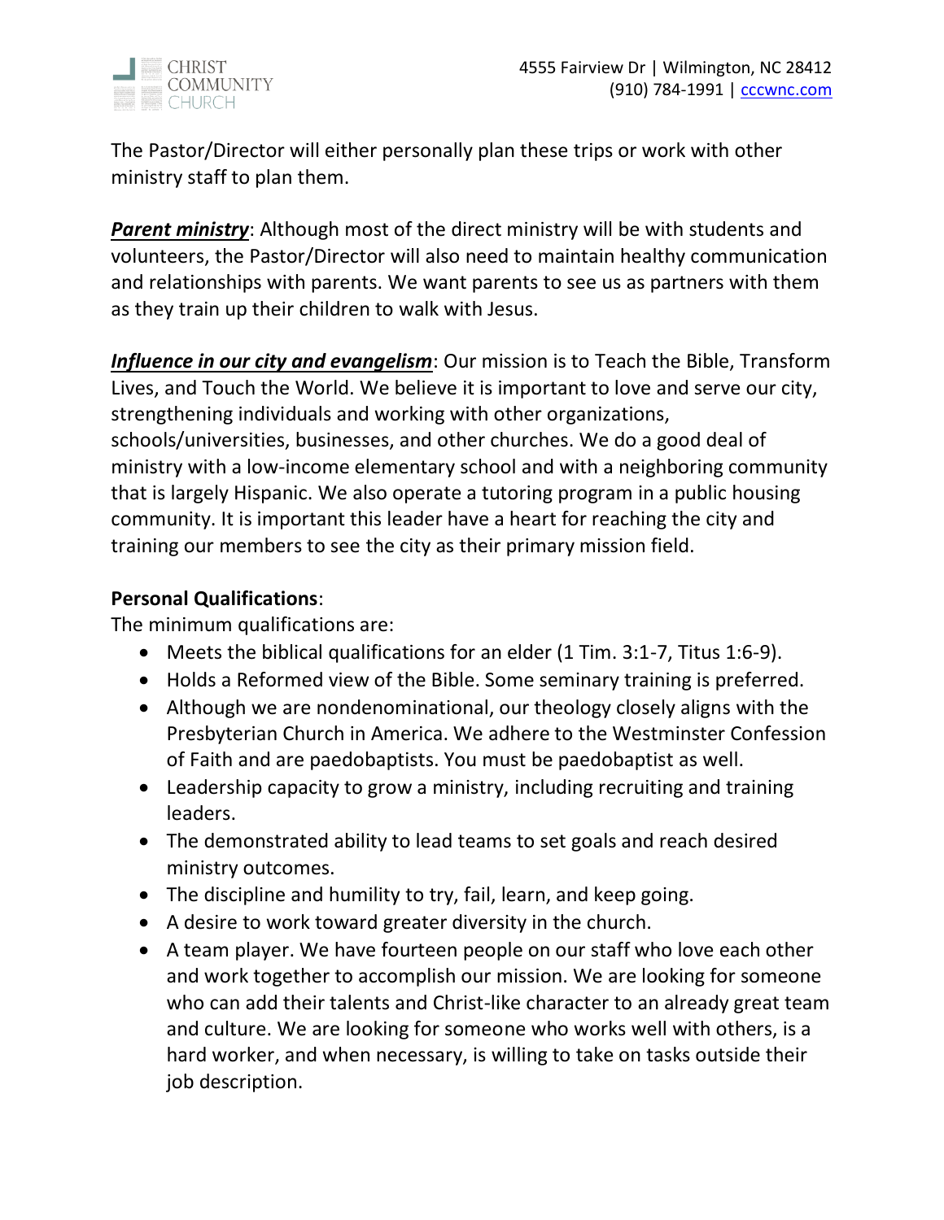The Pastor/Director will either personally plan these trips or work with other ministry staff to plan them.

***Parent ministry***: Although most of the direct ministry will be with students and volunteers, the Pastor/Director will also need to maintain healthy communication and relationships with parents. We want parents to see us as partners with them as they train up their children to walk with Jesus.

***Influence in our city and evangelism***: Our mission is to Teach the Bible, Transform Lives, and Touch the World. We believe it is important to love and serve our city, strengthening individuals and working with other organizations, schools/universities, businesses, and other churches. We do a good deal of ministry with a low-income elementary school and with a neighboring community that is largely Hispanic. We also operate a tutoring program in a public housing community. It is important this leader have a heart for reaching the city and training our members to see the city as their primary mission field.

**Personal Qualifications**:

The minimum qualifications are:

- Meets the biblical qualifications for an elder (1 Tim. 3:1-7, Titus 1:6-9).
- Holds a Reformed view of the Bible. Some seminary training is preferred.
- Although we are nondenominational, our theology closely aligns with the Presbyterian Church in America. We adhere to the Westminster Confession of Faith and are paedobaptists. You must be paedobaptist as well.
- Leadership capacity to grow a ministry, including recruiting and training leaders.
- The demonstrated ability to lead teams to set goals and reach desired ministry outcomes.
- The discipline and humility to try, fail, learn, and keep going.
- A desire to work toward greater diversity in the church.
- A team player. We have fourteen people on our staff who love each other and work together to accomplish our mission. We are looking for someone who can add their talents and Christ-like character to an already great team and culture. We are looking for someone who works well with others, is a hard worker, and when necessary, is willing to take on tasks outside their job description.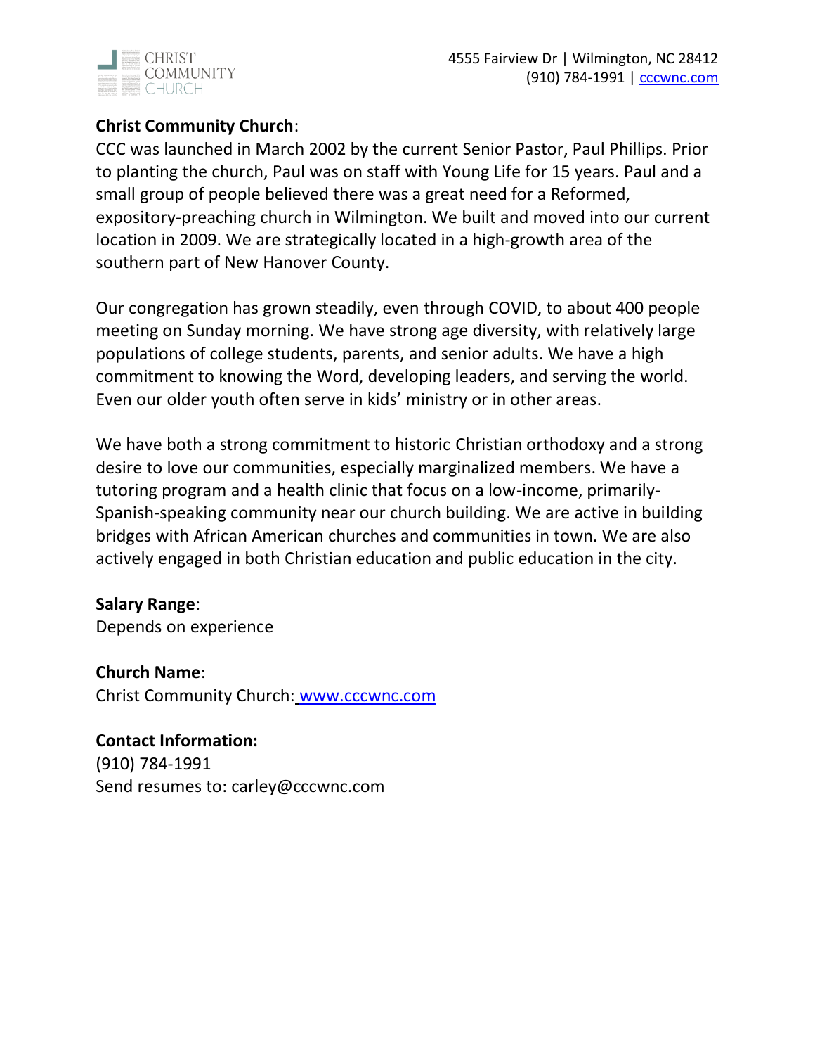**Christ Community Church**:
CCC was launched in March 2002 by the current Senior Pastor, Paul Phillips. Prior to planting the church, Paul was on staff with Young Life for 15 years. Paul and a small group of people believed there was a great need for a Reformed, expository-preaching church in Wilmington. We built and moved into our current location in 2009. We are strategically located in a high-growth area of the southern part of New Hanover County.

Our congregation has grown steadily, even through COVID, to about 400 people meeting on Sunday morning. We have strong age diversity, with relatively large populations of college students, parents, and senior adults. We have a high commitment to knowing the Word, developing leaders, and serving the world. Even our older youth often serve in kids' ministry or in other areas.

We have both a strong commitment to historic Christian orthodoxy and a strong desire to love our communities, especially marginalized members. We have a tutoring program and a health clinic that focus on a low-income, primarily-Spanish-speaking community near our church building. We are active in building bridges with African American churches and communities in town. We are also actively engaged in both Christian education and public education in the city.

**Salary Range**:
Depends on experience

**Church Name**:
Christ Community Church: www.cccwnc.com

**Contact Information:**
(910) 784-1991
Send resumes to: carley@cccwnc.com